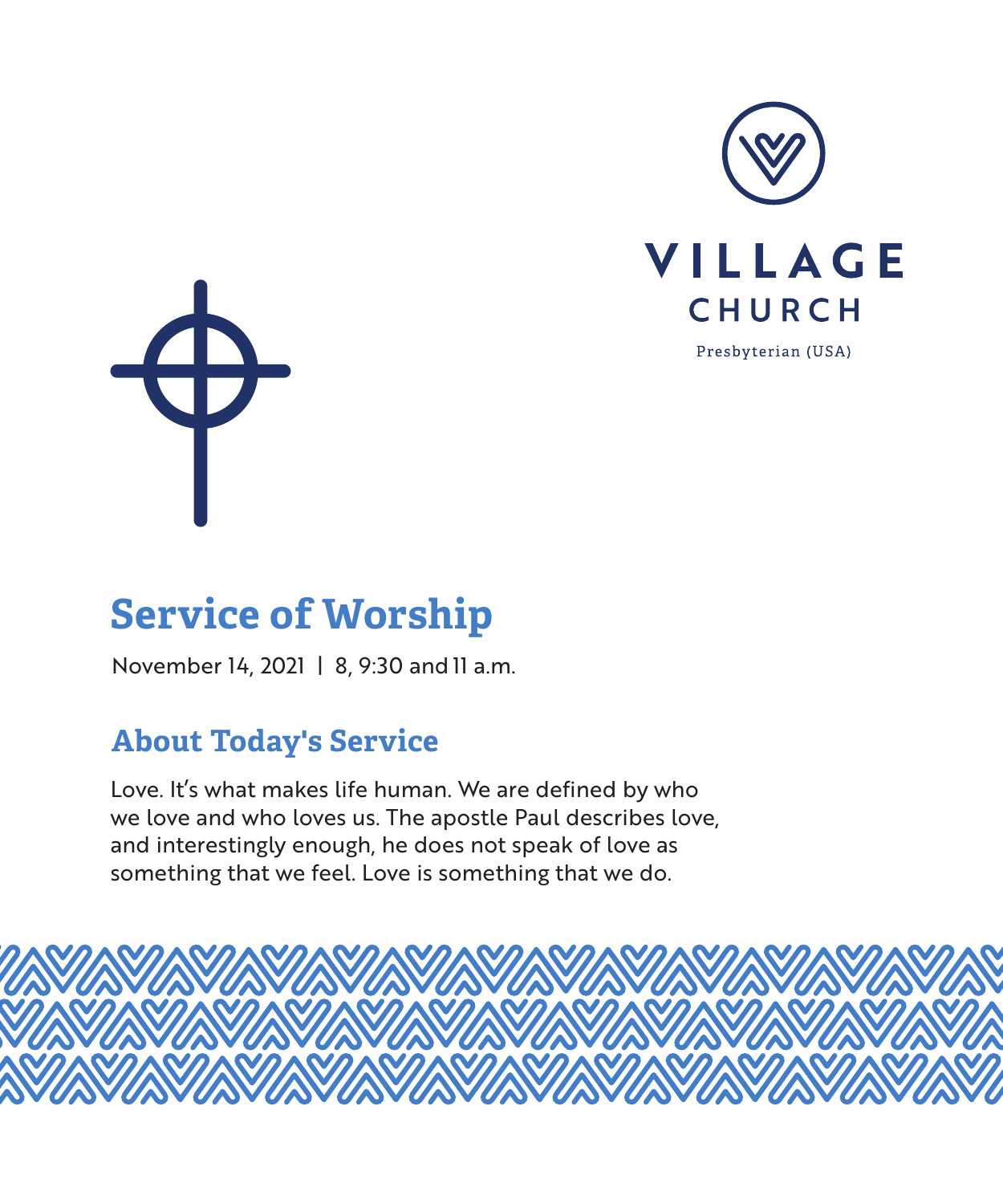VILLAGE
CHURCH
Presbyterian (USA)

# Service of Worship

November 14, 2021 | 8, 9:30 and 11 a.m.

## About Today's Service

Love. It's what makes life human. We are defined by who we love and who loves us. The apostle Paul describes love, and interestingly enough, he does not speak of love as something that we feel. Love is something that we do.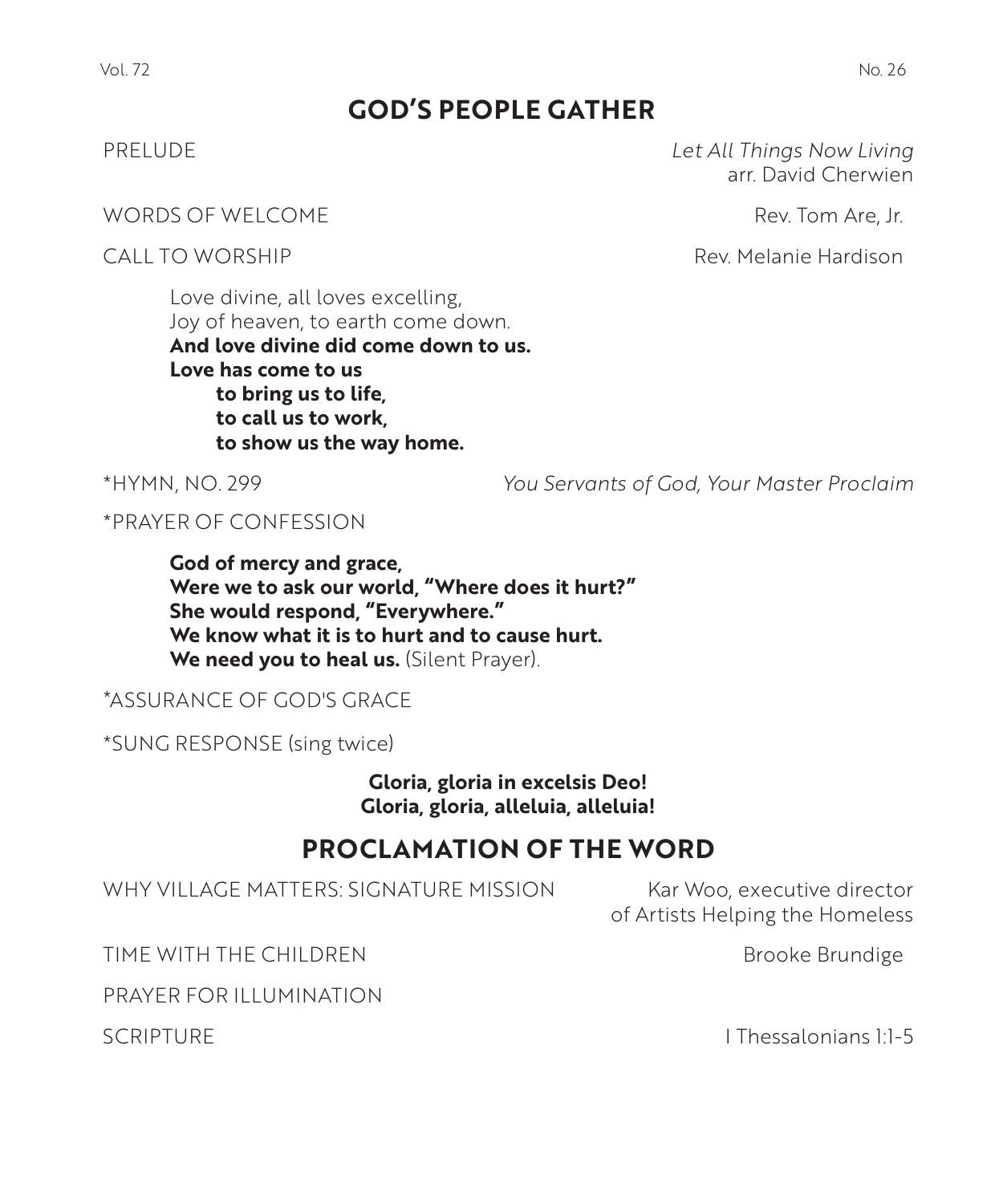## GOD'S PEOPLE GATHER

PRELUDE *Let All Things Now Living*
arr. David Cherwien

WORDS OF WELCOME Rev. Tom Are, Jr.

CALL TO WORSHIP Rev. Melanie Hardison

Love divine, all loves excelling,
Joy of heaven, to earth come down.
**And love divine did come down to us.**
**Love has come to us**
**to bring us to life,**
**to call us to work,**
**to show us the way home.**

*HYMN, NO. 299 *You Servants of God, Your Master Proclaim*

*PRAYER OF CONFESSION

**God of mercy and grace,**
**Were we to ask our world, "Where does it hurt?"**
**She would respond, "Everywhere."**
**We know what it is to hurt and to cause hurt.**
**We need you to heal us.** (Silent Prayer).

*ASSURANCE OF GOD'S GRACE

*SUNG RESPONSE (sing twice)

**Gloria, gloria in excelsis Deo!**
**Gloria, gloria, alleluia, alleluia!**

## PROCLAMATION OF THE WORD

WHY VILLAGE MATTERS: SIGNATURE MISSION Kar Woo, executive director of Artists Helping the Homeless

TIME WITH THE CHILDREN Brooke Brundige

PRAYER FOR ILLUMINATION

SCRIPTURE I Thessalonians 1:1-5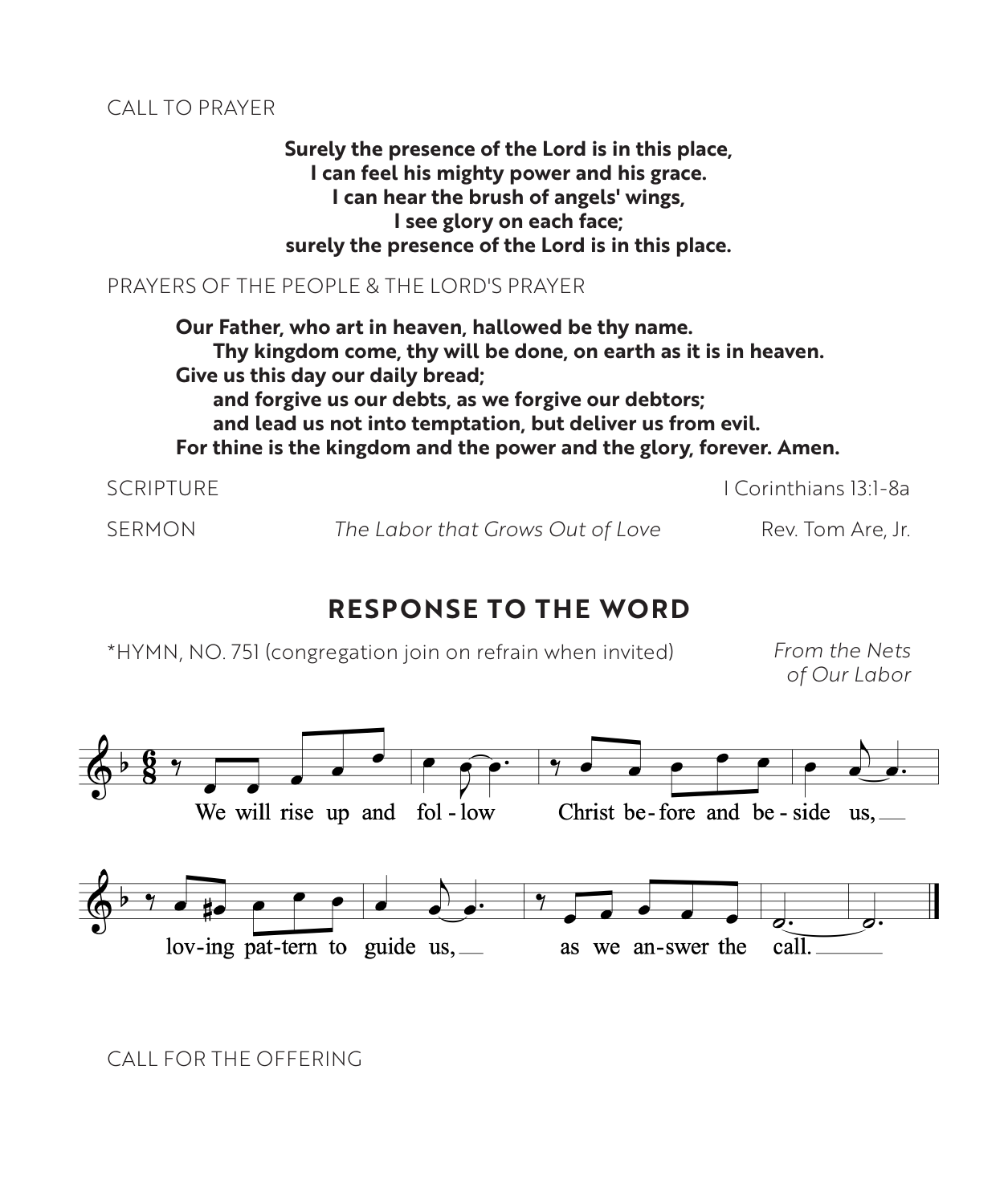CALL TO PRAYER

**Surely the presence of the Lord is in this place,**
**I can feel his mighty power and his grace.**
**I can hear the brush of angels' wings,**
**I see glory on each face;**
**surely the presence of the Lord is in this place.**

PRAYERS OF THE PEOPLE & THE LORD'S PRAYER

**Our Father, who art in heaven, hallowed be thy name.**
**Thy kingdom come, thy will be done, on earth as it is in heaven.**
**Give us this day our daily bread;**
**and forgive us our debts, as we forgive our debtors;**
**and lead us not into temptation, but deliver us from evil.**
**For thine is the kingdom and the power and the glory, forever. Amen.**

SCRIPTURE — I Corinthians 13:1-8a

SERMON — *The Labor that Grows Out of Love* — Rev. Tom Are, Jr.

## RESPONSE TO THE WORD

*HYMN, NO. 751 (congregation join on refrain when invited) — *From the Nets of Our Labor*

We will rise up and fol - low Christ be - fore and be - side us,
lov-ing pat-tern to guide us, as we an-swer the call.

CALL FOR THE OFFERING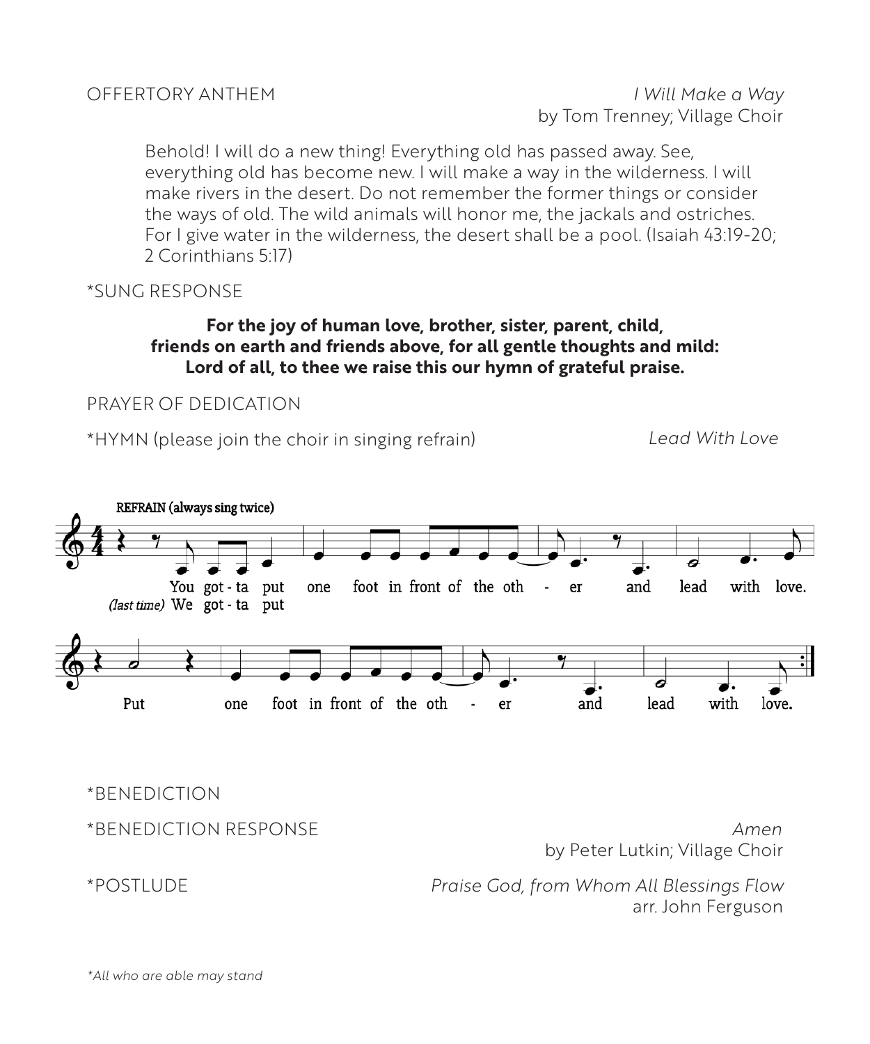OFFERTORY ANTHEM *I Will Make a Way*
by Tom Trenney; Village Choir

Behold! I will do a new thing! Everything old has passed away. See, everything old has become new. I will make a way in the wilderness. I will make rivers in the desert. Do not remember the former things or consider the ways of old. The wild animals will honor me, the jackals and ostriches. For I give water in the wilderness, the desert shall be a pool. (Isaiah 43:19-20; 2 Corinthians 5:17)

*SUNG RESPONSE

**For the joy of human love, brother, sister, parent, child,**
**friends on earth and friends above, for all gentle thoughts and mild:**
**Lord of all, to thee we raise this our hymn of grateful praise.**

PRAYER OF DEDICATION

*HYMN (please join the choir in singing refrain) *Lead With Love*

**REFRAIN (always sing twice)**

You got-ta put one foot in front of the oth - er and lead with love.
*(last time)* We got-ta put

Put one foot in front of the oth - er and lead with love.

*BENEDICTION

*BENEDICTION RESPONSE *Amen*
by Peter Lutkin; Village Choir

*POSTLUDE *Praise God, from Whom All Blessings Flow*
arr. John Ferguson

*\*All who are able may stand*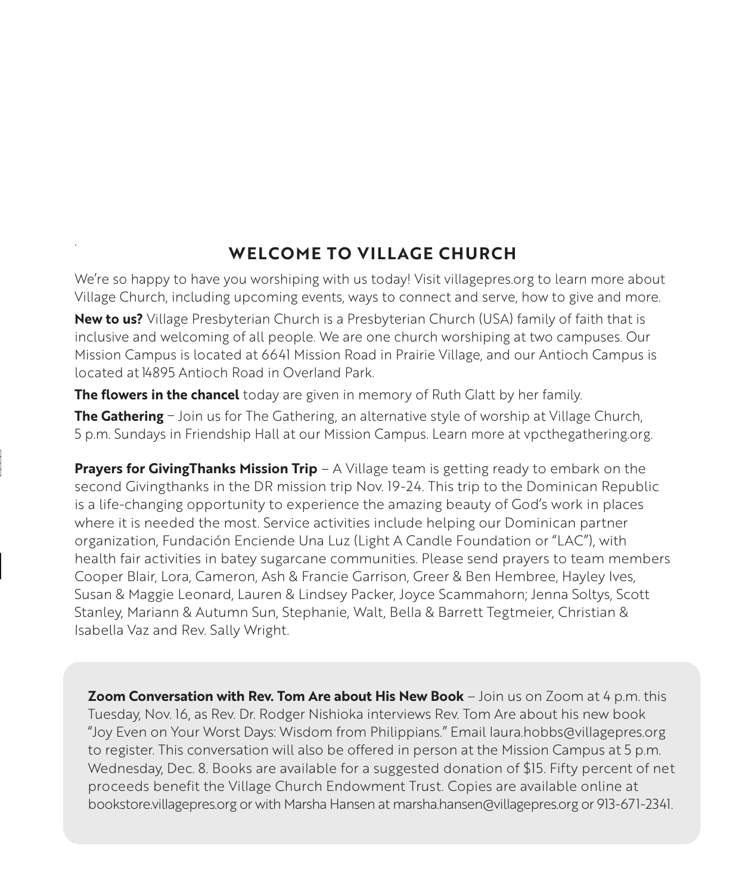## WELCOME TO VILLAGE CHURCH

We're so happy to have you worshiping with us today! Visit villagepres.org to learn more about Village Church, including upcoming events, ways to connect and serve, how to give and more.

**New to us?** Village Presbyterian Church is a Presbyterian Church (USA) family of faith that is inclusive and welcoming of all people. We are one church worshiping at two campuses. Our Mission Campus is located at 6641 Mission Road in Prairie Village, and our Antioch Campus is located at 14895 Antioch Road in Overland Park.

**The flowers in the chancel** today are given in memory of Ruth Glatt by her family.

**The Gathering** – Join us for The Gathering, an alternative style of worship at Village Church, 5 p.m. Sundays in Friendship Hall at our Mission Campus. Learn more at vpcthegathering.org.

**Prayers for GivingThanks Mission Trip** – A Village team is getting ready to embark on the second Givingthanks in the DR mission trip Nov. 19-24. This trip to the Dominican Republic is a life-changing opportunity to experience the amazing beauty of God's work in places where it is needed the most. Service activities include helping our Dominican partner organization, Fundación Enciende Una Luz (Light A Candle Foundation or "LAC"), with health fair activities in batey sugarcane communities. Please send prayers to team members Cooper Blair, Lora, Cameron, Ash & Francie Garrison, Greer & Ben Hembree, Hayley Ives, Susan & Maggie Leonard, Lauren & Lindsey Packer, Joyce Scammahorn; Jenna Soltys, Scott Stanley, Mariann & Autumn Sun, Stephanie, Walt, Bella & Barrett Tegtmeier, Christian & Isabella Vaz and Rev. Sally Wright.

**Zoom Conversation with Rev. Tom Are about His New Book** – Join us on Zoom at 4 p.m. this Tuesday, Nov. 16, as Rev. Dr. Rodger Nishioka interviews Rev. Tom Are about his new book "Joy Even on Your Worst Days: Wisdom from Philippians." Email laura.hobbs@villagepres.org to register. This conversation will also be offered in person at the Mission Campus at 5 p.m. Wednesday, Dec. 8. Books are available for a suggested donation of $15. Fifty percent of net proceeds benefit the Village Church Endowment Trust. Copies are available online at bookstore.villagepres.org or with Marsha Hansen at marsha.hansen@villagepres.org or 913-671-2341.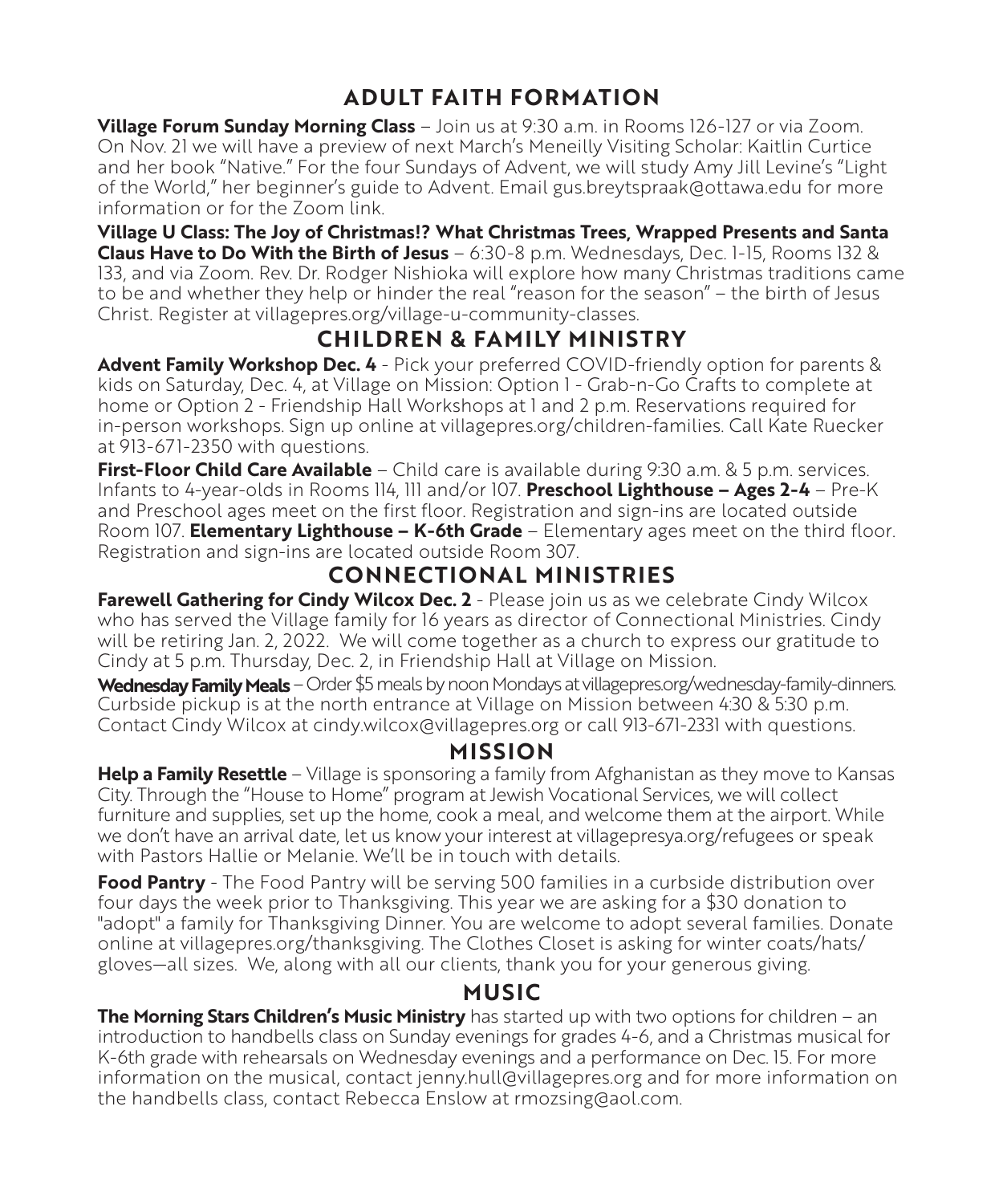## ADULT FAITH FORMATION

**Village Forum Sunday Morning Class** – Join us at 9:30 a.m. in Rooms 126-127 or via Zoom. On Nov. 21 we will have a preview of next March's Meneilly Visiting Scholar: Kaitlin Curtice and her book "Native." For the four Sundays of Advent, we will study Amy Jill Levine's "Light of the World," her beginner's guide to Advent. Email gus.breytspraak@ottawa.edu for more information or for the Zoom link.

**Village U Class: The Joy of Christmas!? What Christmas Trees, Wrapped Presents and Santa Claus Have to Do With the Birth of Jesus** – 6:30-8 p.m. Wednesdays, Dec. 1-15, Rooms 132 & 133, and via Zoom. Rev. Dr. Rodger Nishioka will explore how many Christmas traditions came to be and whether they help or hinder the real "reason for the season" – the birth of Jesus Christ. Register at villagepres.org/village-u-community-classes.

## CHILDREN & FAMILY MINISTRY

**Advent Family Workshop Dec. 4** - Pick your preferred COVID-friendly option for parents & kids on Saturday, Dec. 4, at Village on Mission: Option 1 - Grab-n-Go Crafts to complete at home or Option 2 - Friendship Hall Workshops at 1 and 2 p.m. Reservations required for in-person workshops. Sign up online at villagepres.org/children-families. Call Kate Ruecker at 913-671-2350 with questions.

**First-Floor Child Care Available** – Child care is available during 9:30 a.m. & 5 p.m. services. Infants to 4-year-olds in Rooms 114, 111 and/or 107. **Preschool Lighthouse – Ages 2-4** – Pre-K and Preschool ages meet on the first floor. Registration and sign-ins are located outside Room 107. **Elementary Lighthouse – K-6th Grade** – Elementary ages meet on the third floor. Registration and sign-ins are located outside Room 307.

## CONNECTIONAL MINISTRIES

**Farewell Gathering for Cindy Wilcox Dec. 2** - Please join us as we celebrate Cindy Wilcox who has served the Village family for 16 years as director of Connectional Ministries. Cindy will be retiring Jan. 2, 2022. We will come together as a church to express our gratitude to Cindy at 5 p.m. Thursday, Dec. 2, in Friendship Hall at Village on Mission.

**Wednesday Family Meals** – Order $5 meals by noon Mondays at villagepres.org/wednesday-family-dinners. Curbside pickup is at the north entrance at Village on Mission between 4:30 & 5:30 p.m. Contact Cindy Wilcox at cindy.wilcox@villagepres.org or call 913-671-2331 with questions.

## MISSION

**Help a Family Resettle** – Village is sponsoring a family from Afghanistan as they move to Kansas City. Through the "House to Home" program at Jewish Vocational Services, we will collect furniture and supplies, set up the home, cook a meal, and welcome them at the airport. While we don't have an arrival date, let us know your interest at villagepresya.org/refugees or speak with Pastors Hallie or Melanie. We'll be in touch with details.

**Food Pantry** - The Food Pantry will be serving 500 families in a curbside distribution over four days the week prior to Thanksgiving. This year we are asking for a $30 donation to "adopt" a family for Thanksgiving Dinner. You are welcome to adopt several families. Donate online at villagepres.org/thanksgiving. The Clothes Closet is asking for winter coats/hats/gloves—all sizes. We, along with all our clients, thank you for your generous giving.

## MUSIC

**The Morning Stars Children's Music Ministry** has started up with two options for children – an introduction to handbells class on Sunday evenings for grades 4-6, and a Christmas musical for K-6th grade with rehearsals on Wednesday evenings and a performance on Dec. 15. For more information on the musical, contact jenny.hull@villagepres.org and for more information on the handbells class, contact Rebecca Enslow at rmozsing@aol.com.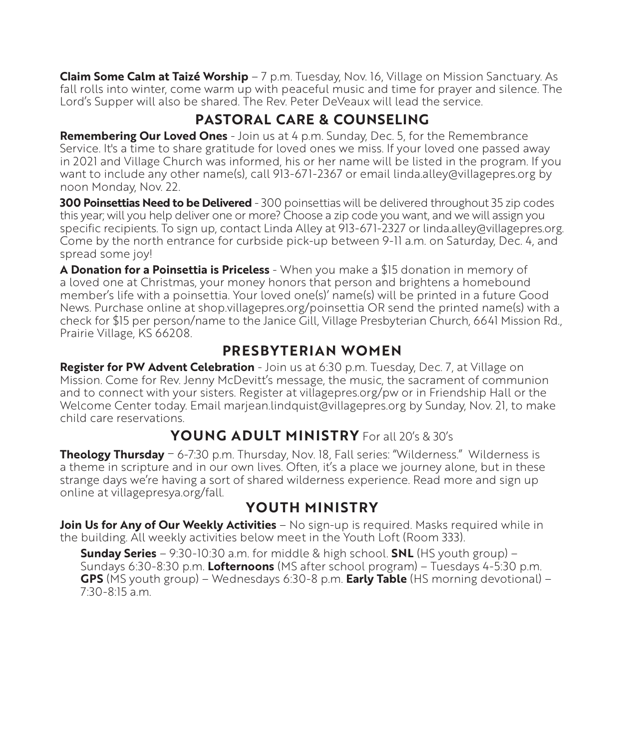**Claim Some Calm at Taizé Worship** – 7 p.m. Tuesday, Nov. 16, Village on Mission Sanctuary. As fall rolls into winter, come warm up with peaceful music and time for prayer and silence. The Lord's Supper will also be shared. The Rev. Peter DeVeaux will lead the service.

## PASTORAL CARE & COUNSELING

**Remembering Our Loved Ones** - Join us at 4 p.m. Sunday, Dec. 5, for the Remembrance Service. It's a time to share gratitude for loved ones we miss. If your loved one passed away in 2021 and Village Church was informed, his or her name will be listed in the program. If you want to include any other name(s), call 913-671-2367 or email linda.alley@villagepres.org by noon Monday, Nov. 22.

**300 Poinsettias Need to be Delivered** - 300 poinsettias will be delivered throughout 35 zip codes this year; will you help deliver one or more? Choose a zip code you want, and we will assign you specific recipients. To sign up, contact Linda Alley at 913-671-2327 or linda.alley@villagepres.org. Come by the north entrance for curbside pick-up between 9-11 a.m. on Saturday, Dec. 4, and spread some joy!

**A Donation for a Poinsettia is Priceless** - When you make a $15 donation in memory of a loved one at Christmas, your money honors that person and brightens a homebound member's life with a poinsettia. Your loved one(s)' name(s) will be printed in a future Good News. Purchase online at shop.villagepres.org/poinsettia OR send the printed name(s) with a check for $15 per person/name to the Janice Gill, Village Presbyterian Church, 6641 Mission Rd., Prairie Village, KS 66208.

## PRESBYTERIAN WOMEN

**Register for PW Advent Celebration** - Join us at 6:30 p.m. Tuesday, Dec. 7, at Village on Mission. Come for Rev. Jenny McDevitt's message, the music, the sacrament of communion and to connect with your sisters. Register at villagepres.org/pw or in Friendship Hall or the Welcome Center today. Email marjean.lindquist@villagepres.org by Sunday, Nov. 21, to make child care reservations.

## YOUNG ADULT MINISTRY For all 20's & 30's

**Theology Thursday** – 6-7:30 p.m. Thursday, Nov. 18, Fall series: "Wilderness." Wilderness is a theme in scripture and in our own lives. Often, it's a place we journey alone, but in these strange days we're having a sort of shared wilderness experience. Read more and sign up online at villagepresya.org/fall.

## YOUTH MINISTRY

**Join Us for Any of Our Weekly Activities** – No sign-up is required. Masks required while in the building. All weekly activities below meet in the Youth Loft (Room 333).

**Sunday Series** – 9:30-10:30 a.m. for middle & high school. **SNL** (HS youth group) – Sundays 6:30-8:30 p.m. **Lofternoons** (MS after school program) – Tuesdays 4-5:30 p.m. **GPS** (MS youth group) – Wednesdays 6:30-8 p.m. **Early Table** (HS morning devotional) – 7:30-8:15 a.m.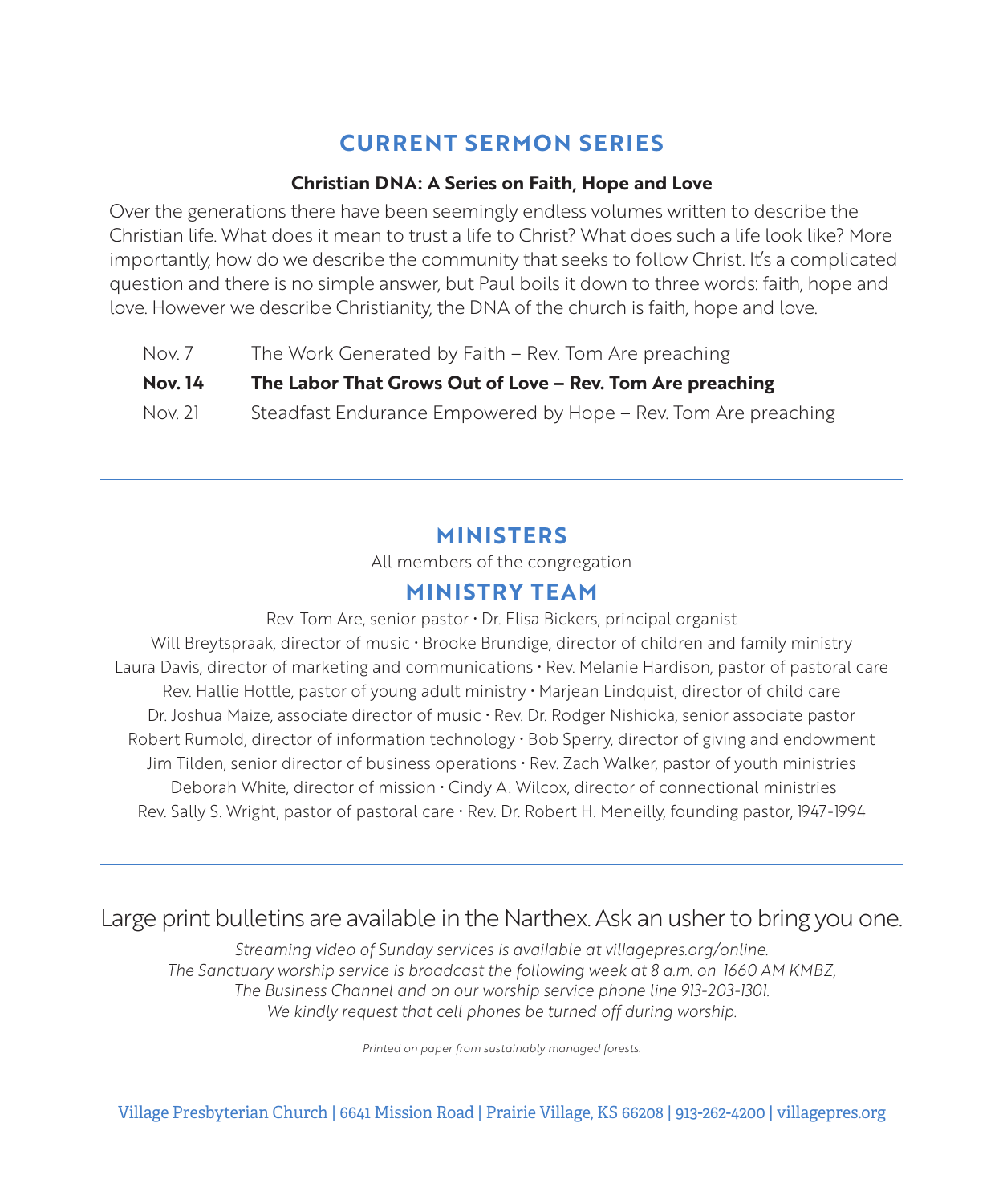## CURRENT SERMON SERIES

**Christian DNA: A Series on Faith, Hope and Love**

Over the generations there have been seemingly endless volumes written to describe the Christian life. What does it mean to trust a life to Christ? What does such a life look like? More importantly, how do we describe the community that seeks to follow Christ. It's a complicated question and there is no simple answer, but Paul boils it down to three words: faith, hope and love. However we describe Christianity, the DNA of the church is faith, hope and love.

| | |
|---|---|
| Nov. 7 | The Work Generated by Faith – Rev. Tom Are preaching |
| **Nov. 14** | **The Labor That Grows Out of Love – Rev. Tom Are preaching** |
| Nov. 21 | Steadfast Endurance Empowered by Hope – Rev. Tom Are preaching |

---

## MINISTERS

All members of the congregation

## MINISTRY TEAM

Rev. Tom Are, senior pastor • Dr. Elisa Bickers, principal organist
Will Breytspraak, director of music • Brooke Brundige, director of children and family ministry
Laura Davis, director of marketing and communications • Rev. Melanie Hardison, pastor of pastoral care
Rev. Hallie Hottle, pastor of young adult ministry • Marjean Lindquist, director of child care
Dr. Joshua Maize, associate director of music • Rev. Dr. Rodger Nishioka, senior associate pastor
Robert Rumold, director of information technology • Bob Sperry, director of giving and endowment
Jim Tilden, senior director of business operations • Rev. Zach Walker, pastor of youth ministries
Deborah White, director of mission • Cindy A. Wilcox, director of connectional ministries
Rev. Sally S. Wright, pastor of pastoral care • Rev. Dr. Robert H. Meneilly, founding pastor, 1947-1994

---

Large print bulletins are available in the Narthex. Ask an usher to bring you one.

*Streaming video of Sunday services is available at villagepres.org/online.*
*The Sanctuary worship service is broadcast the following week at 8 a.m. on 1660 AM KMBZ, The Business Channel and on our worship service phone line 913-203-1301.*
*We kindly request that cell phones be turned off during worship.*

*Printed on paper from sustainably managed forests.*

Village Presbyterian Church | 6641 Mission Road | Prairie Village, KS 66208 | 913-262-4200 | villagepres.org